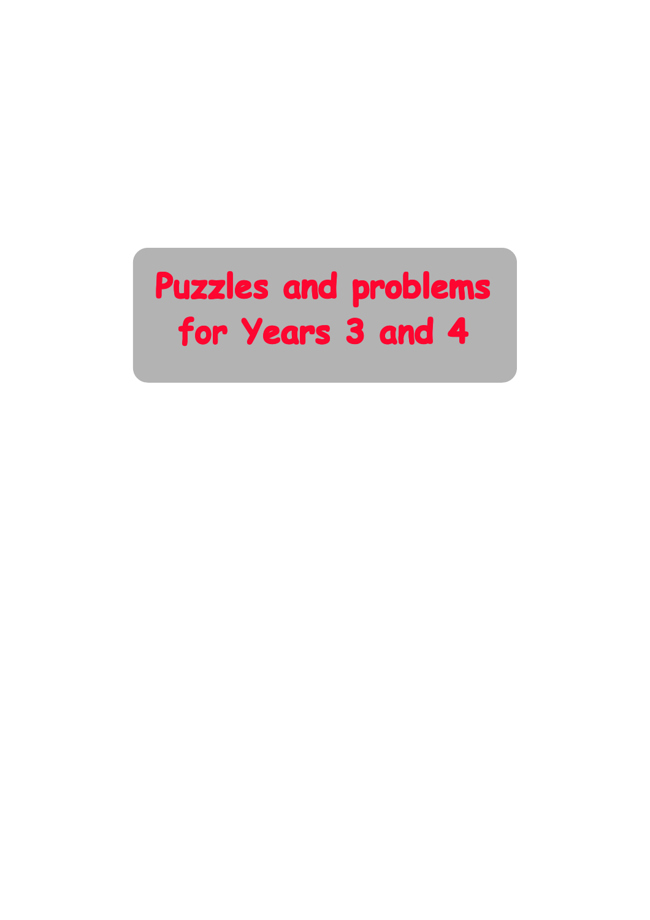# Puzzles and problems for Years 3 and 4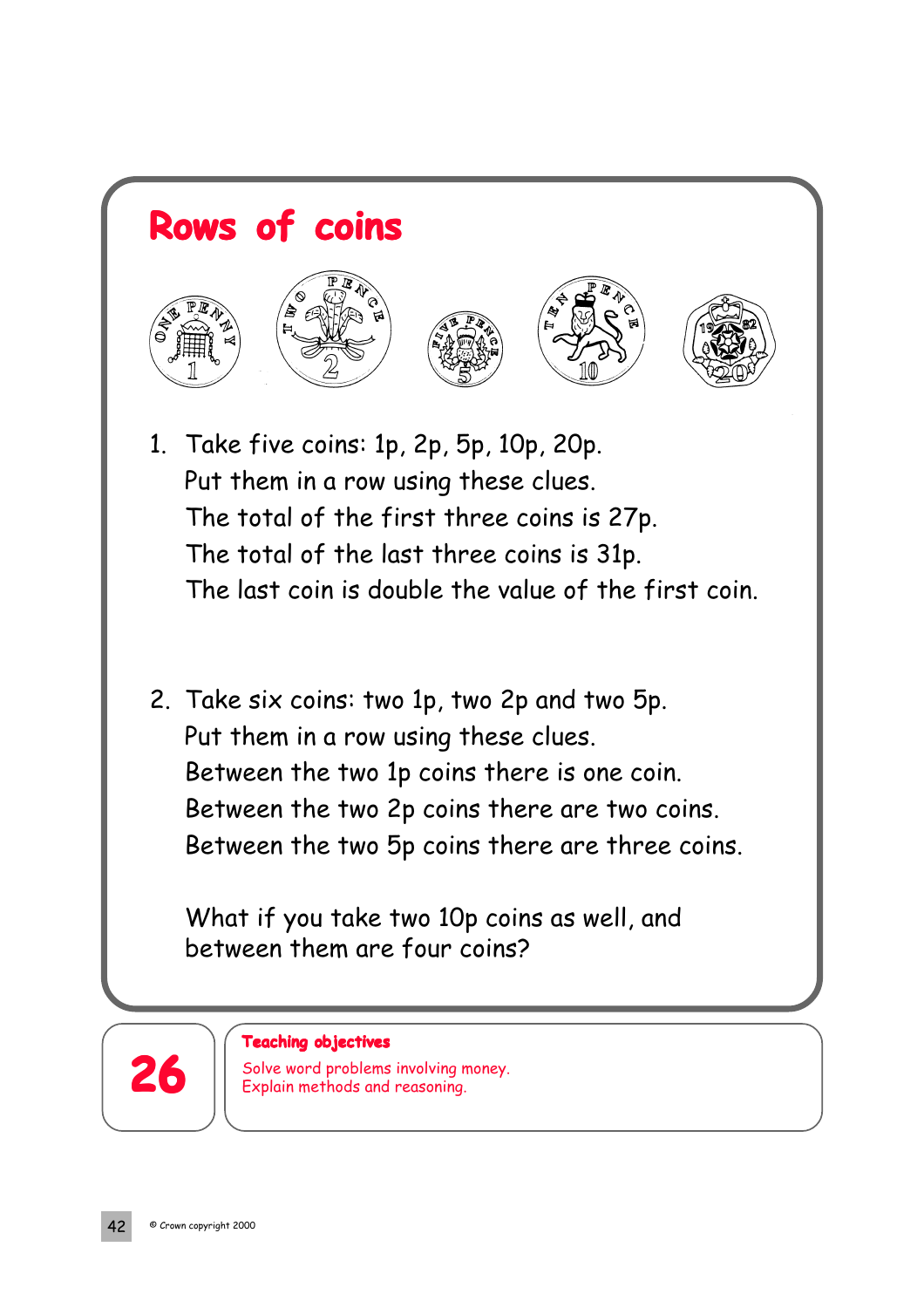# Rows of coins

1. Take five coins: 1p, 2p, 5p, 10p, 20p.
   Put them in a row using these clues.
   The total of the first three coins is 27p.
   The total of the last three coins is 31p.
   The last coin is double the value of the first coin.

2. Take six coins: two 1p, two 2p and two 5p.
   Put them in a row using these clues.
   Between the two 1p coins there is one coin.
   Between the two 2p coins there are two coins.
   Between the two 5p coins there are three coins.

   What if you take two 10p coins as well, and between them are four coins?

**26**

**Teaching objectives**

Solve word problems involving money.
Explain methods and reasoning.

© Crown copyright 2000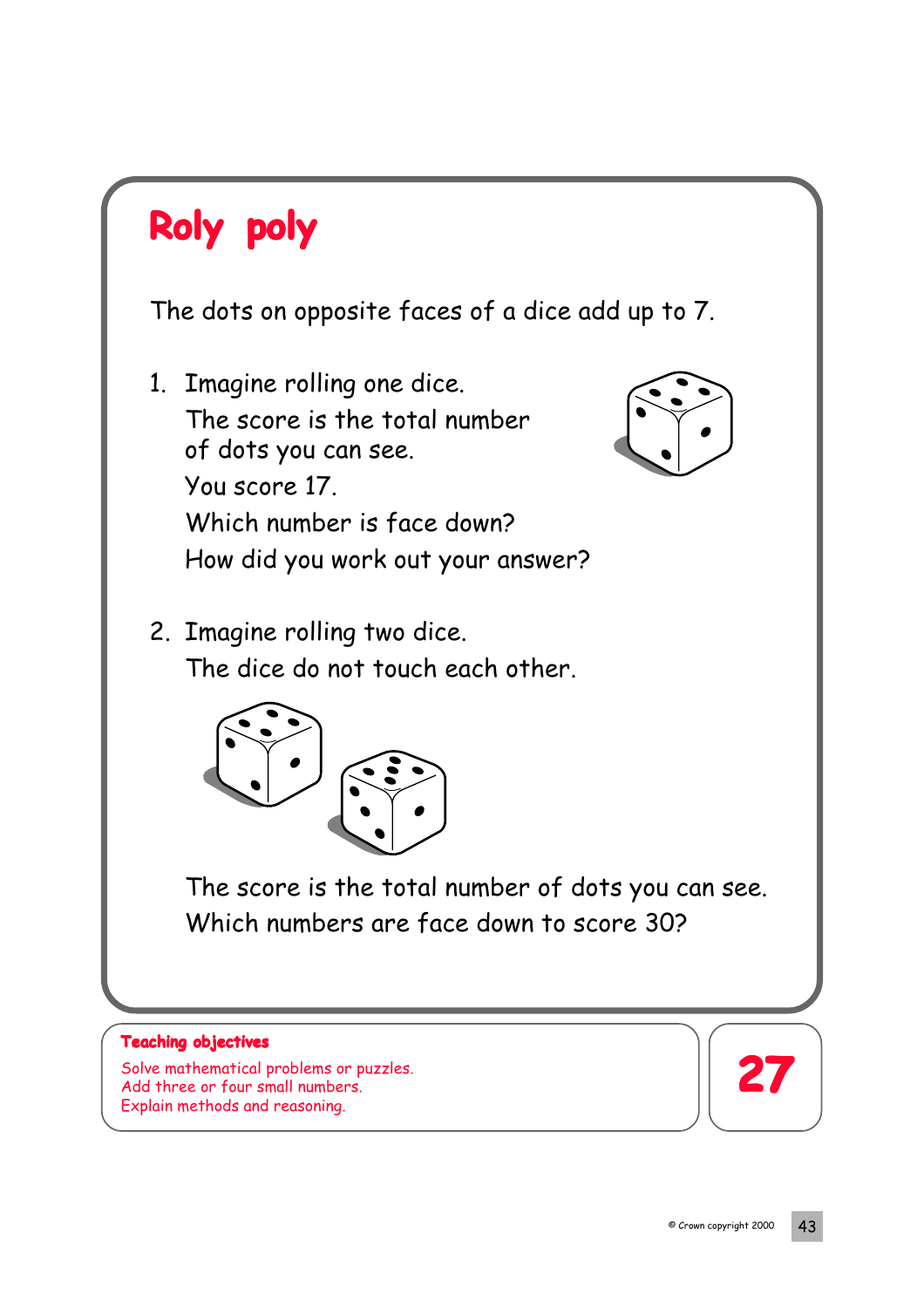# Roly poly

The dots on opposite faces of a dice add up to 7.

1. Imagine rolling one dice.
   The score is the total number of dots you can see.
   You score 17.
   Which number is face down?
   How did you work out your answer?

2. Imagine rolling two dice.
   The dice do not touch each other.

   The score is the total number of dots you can see.
   Which numbers are face down to score 30?

**Teaching objectives**

Solve mathematical problems or puzzles.
Add three or four small numbers.
Explain methods and reasoning.

27

© Crown copyright 2000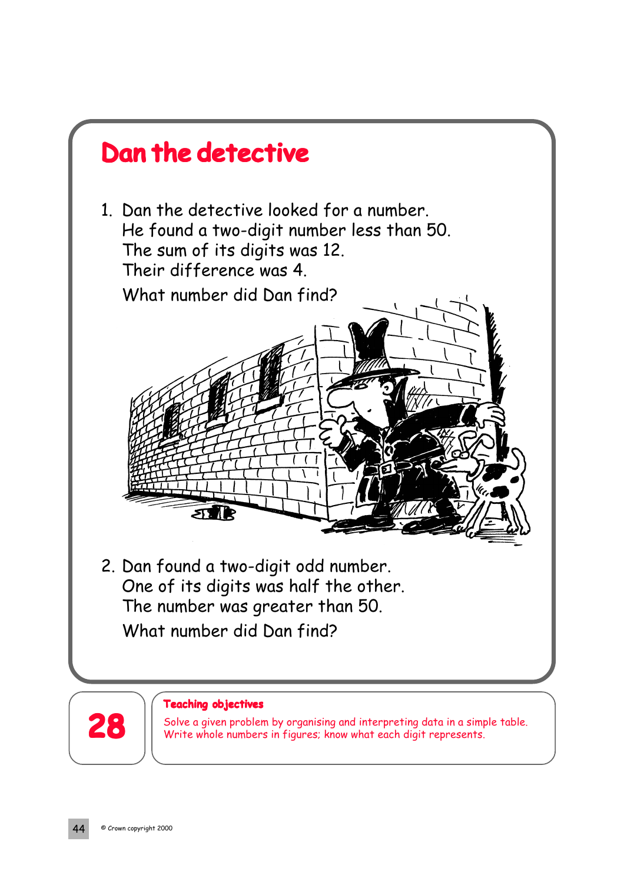# Dan the detective

1. Dan the detective looked for a number.
   He found a two-digit number less than 50.
   The sum of its digits was 12.
   Their difference was 4.

   What number did Dan find?

2. Dan found a two-digit odd number.
   One of its digits was half the other.
   The number was greater than 50.

   What number did Dan find?

28

**Teaching objectives**

Solve a given problem by organising and interpreting data in a simple table.
Write whole numbers in figures; know what each digit represents.

© Crown copyright 2000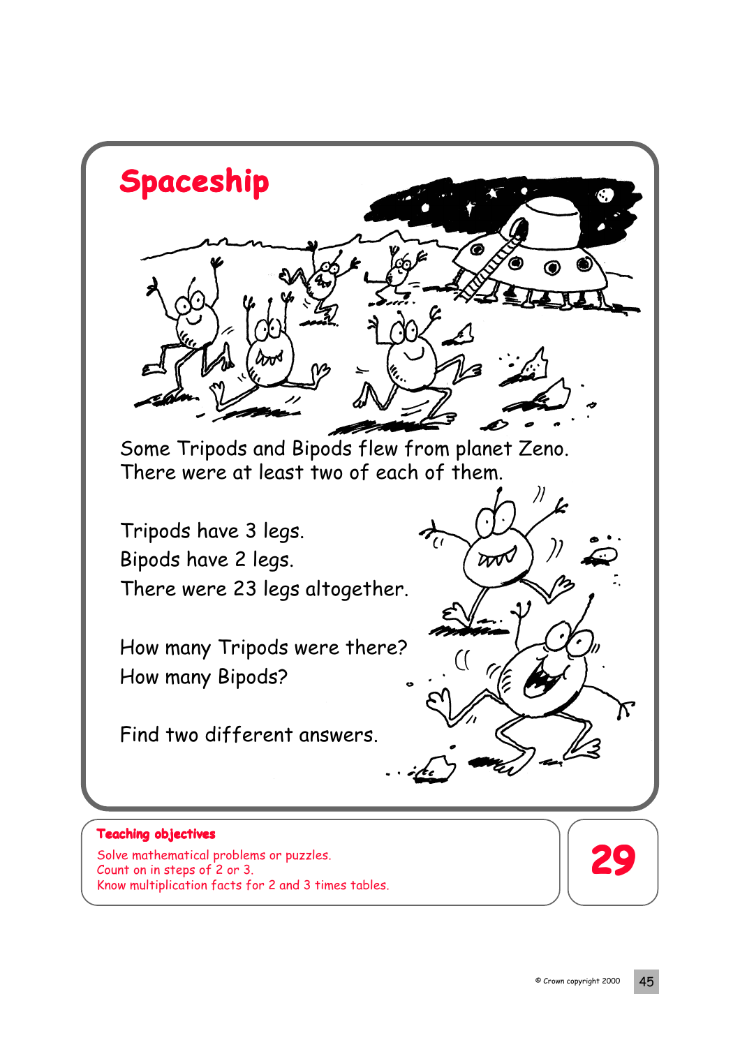# Spaceship

Some Tripods and Bipods flew from planet Zeno.
There were at least two of each of them.

Tripods have 3 legs.
Bipods have 2 legs.
There were 23 legs altogether.

How many Tripods were there?
How many Bipods?

Find two different answers.

**Teaching objectives**

Solve mathematical problems or puzzles.
Count on in steps of 2 or 3.
Know multiplication facts for 2 and 3 times tables.

29

© Crown copyright 2000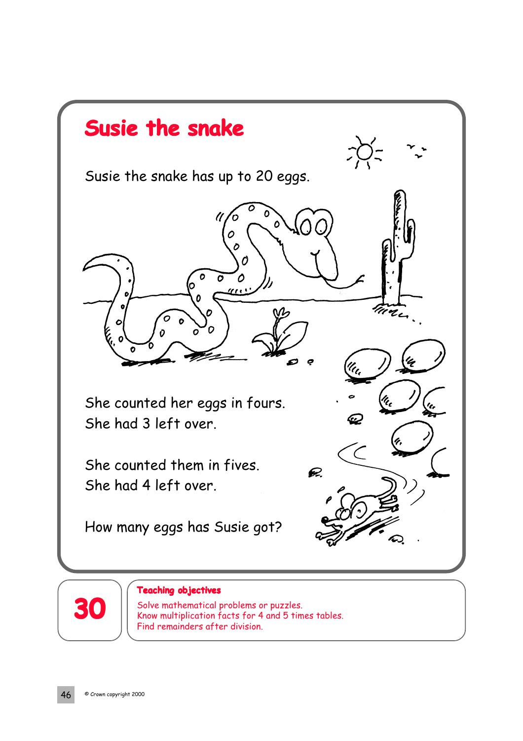# Susie the snake

Susie the snake has up to 20 eggs.

She counted her eggs in fours.
She had 3 left over.

She counted them in fives.
She had 4 left over.

How many eggs has Susie got?

**30**

**Teaching objectives**

Solve mathematical problems or puzzles.
Know multiplication facts for 4 and 5 times tables.
Find remainders after division.

© Crown copyright 2000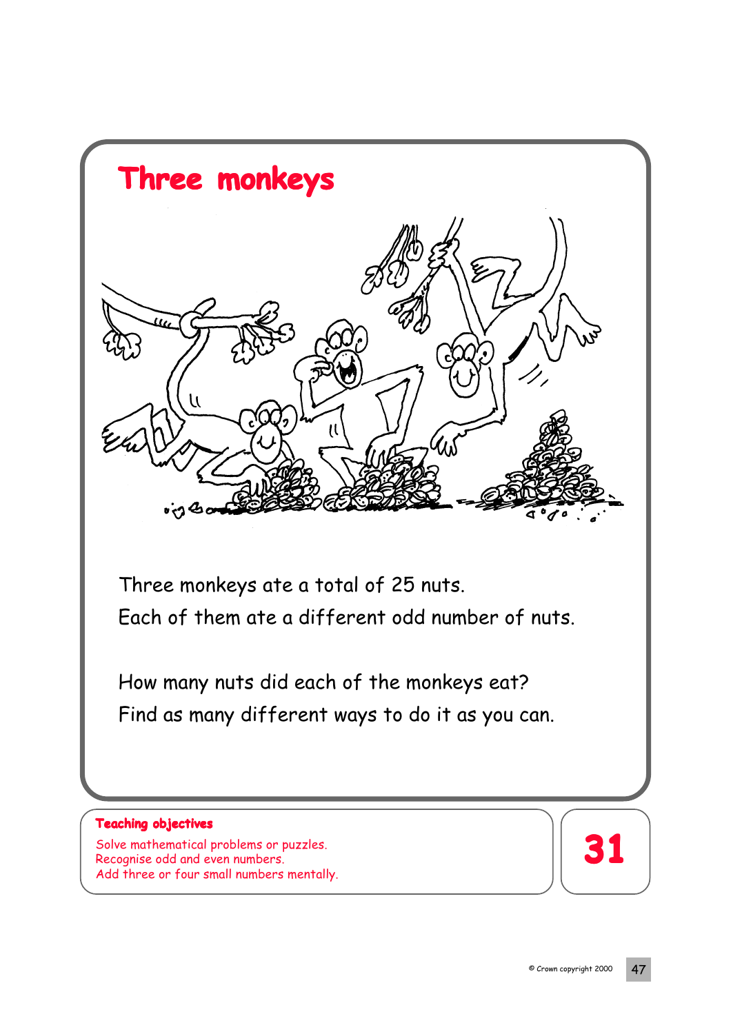# Three monkeys

Three monkeys ate a total of 25 nuts.
Each of them ate a different odd number of nuts.

How many nuts did each of the monkeys eat?
Find as many different ways to do it as you can.

**Teaching objectives**

Solve mathematical problems or puzzles.
Recognise odd and even numbers.
Add three or four small numbers mentally.

31

© Crown copyright 2000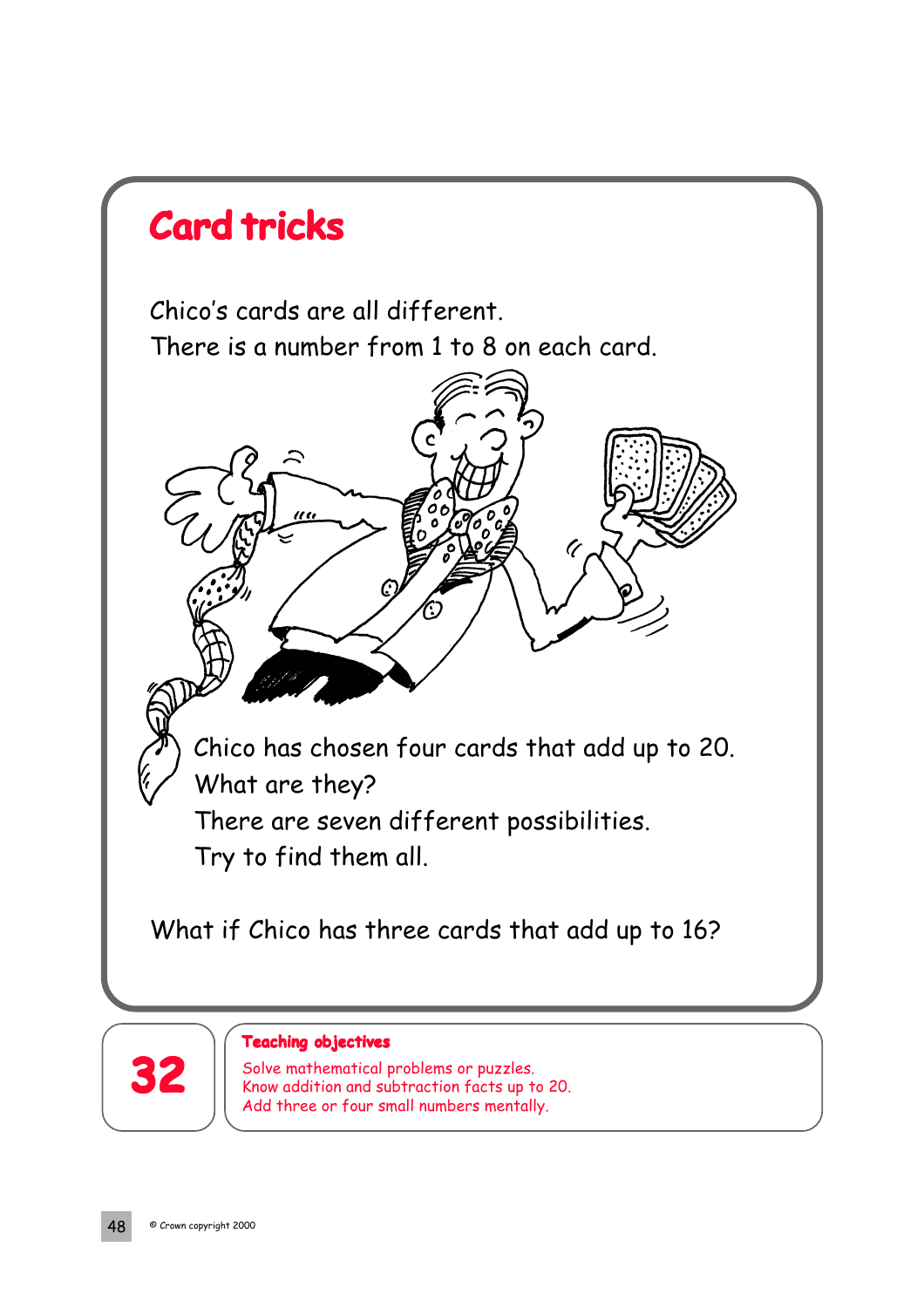# Card tricks

Chico's cards are all different.
There is a number from 1 to 8 on each card.

Chico has chosen four cards that add up to 20.
What are they?
There are seven different possibilities.
Try to find them all.

What if Chico has three cards that add up to 16?

**32**

**Teaching objectives**

Solve mathematical problems or puzzles.
Know addition and subtraction facts up to 20.
Add three or four small numbers mentally.

© Crown copyright 2000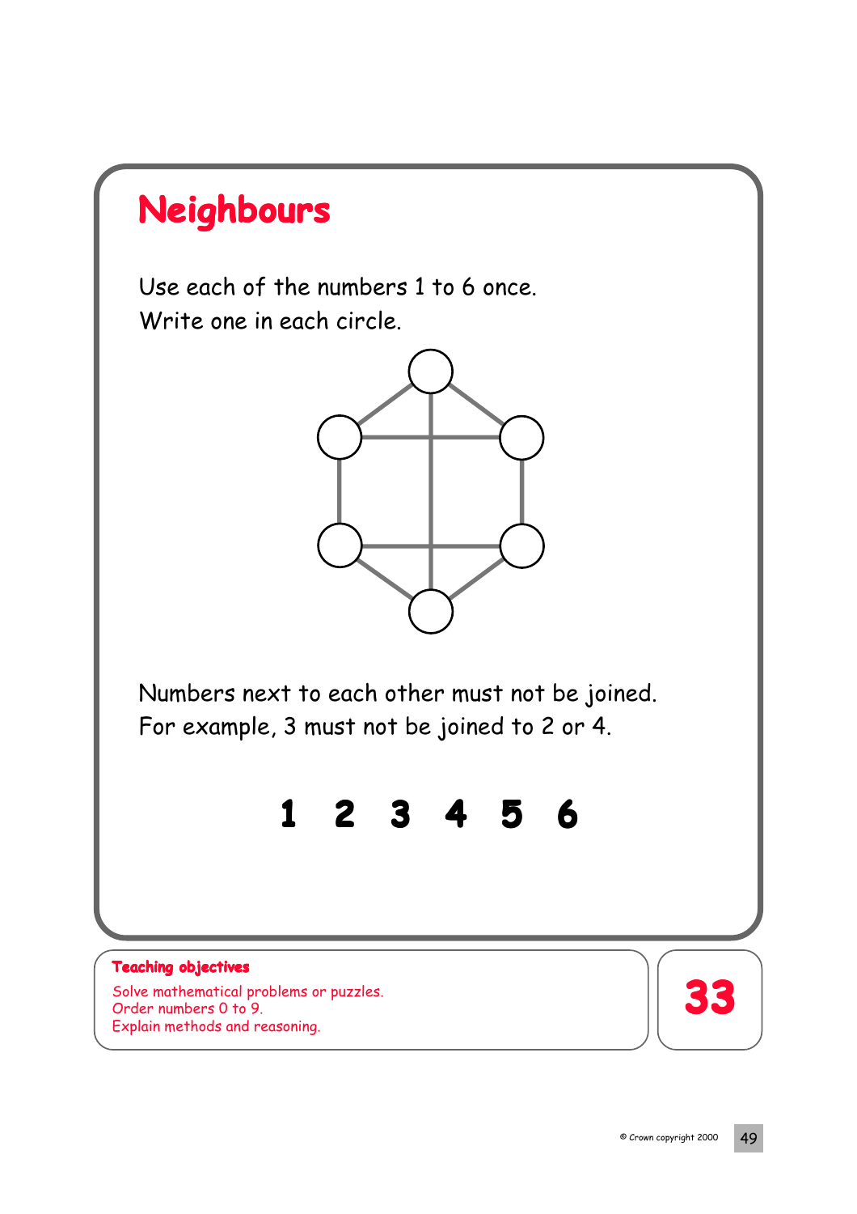# Neighbours

Use each of the numbers 1 to 6 once.
Write one in each circle.

Numbers next to each other must not be joined.
For example, 3 must not be joined to 2 or 4.

**1 2 3 4 5 6**

**Teaching objectives**

Solve mathematical problems or puzzles.
Order numbers 0 to 9.
Explain methods and reasoning.

**33**

© Crown copyright 2000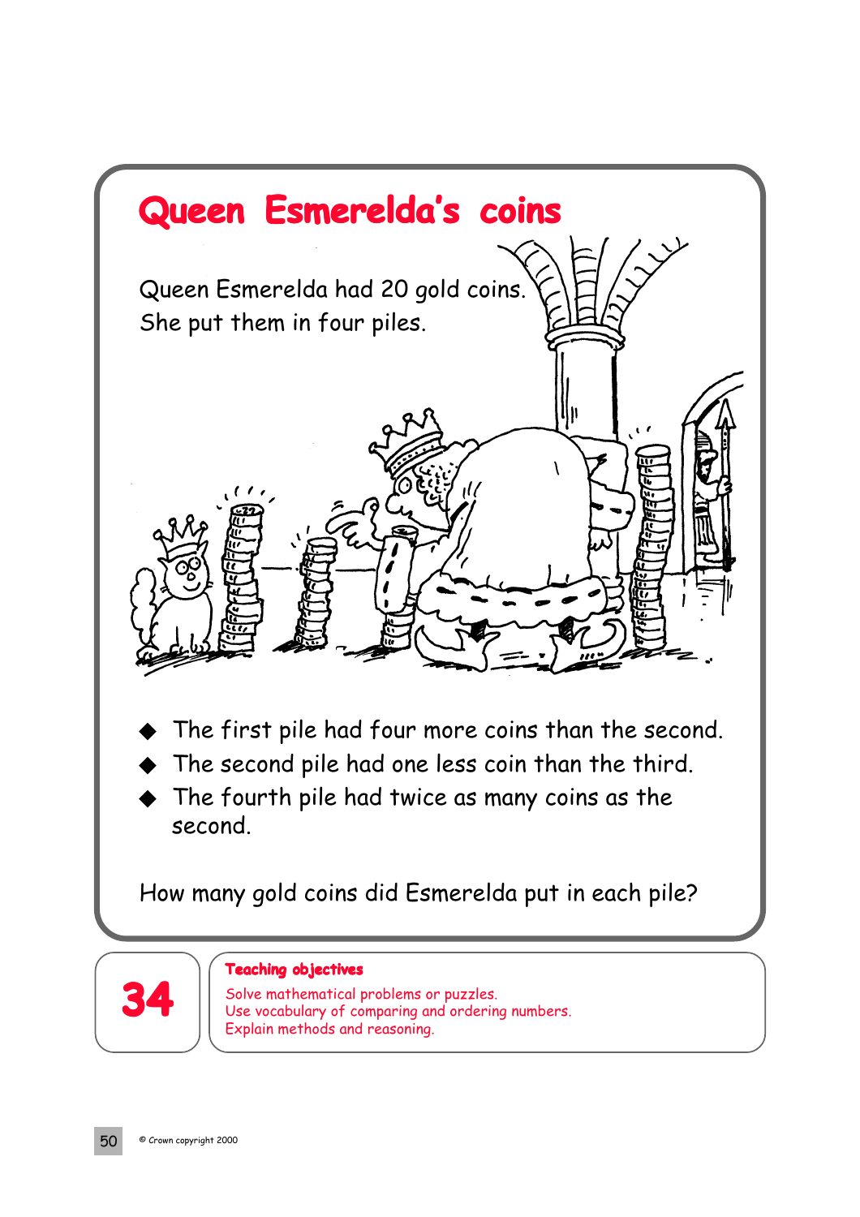# Queen Esmerelda's coins

Queen Esmerelda had 20 gold coins.
She put them in four piles.

- The first pile had four more coins than the second.
- The second pile had one less coin than the third.
- The fourth pile had twice as many coins as the second.

How many gold coins did Esmerelda put in each pile?

**34**

**Teaching objectives**

Solve mathematical problems or puzzles.
Use vocabulary of comparing and ordering numbers.
Explain methods and reasoning.

© Crown copyright 2000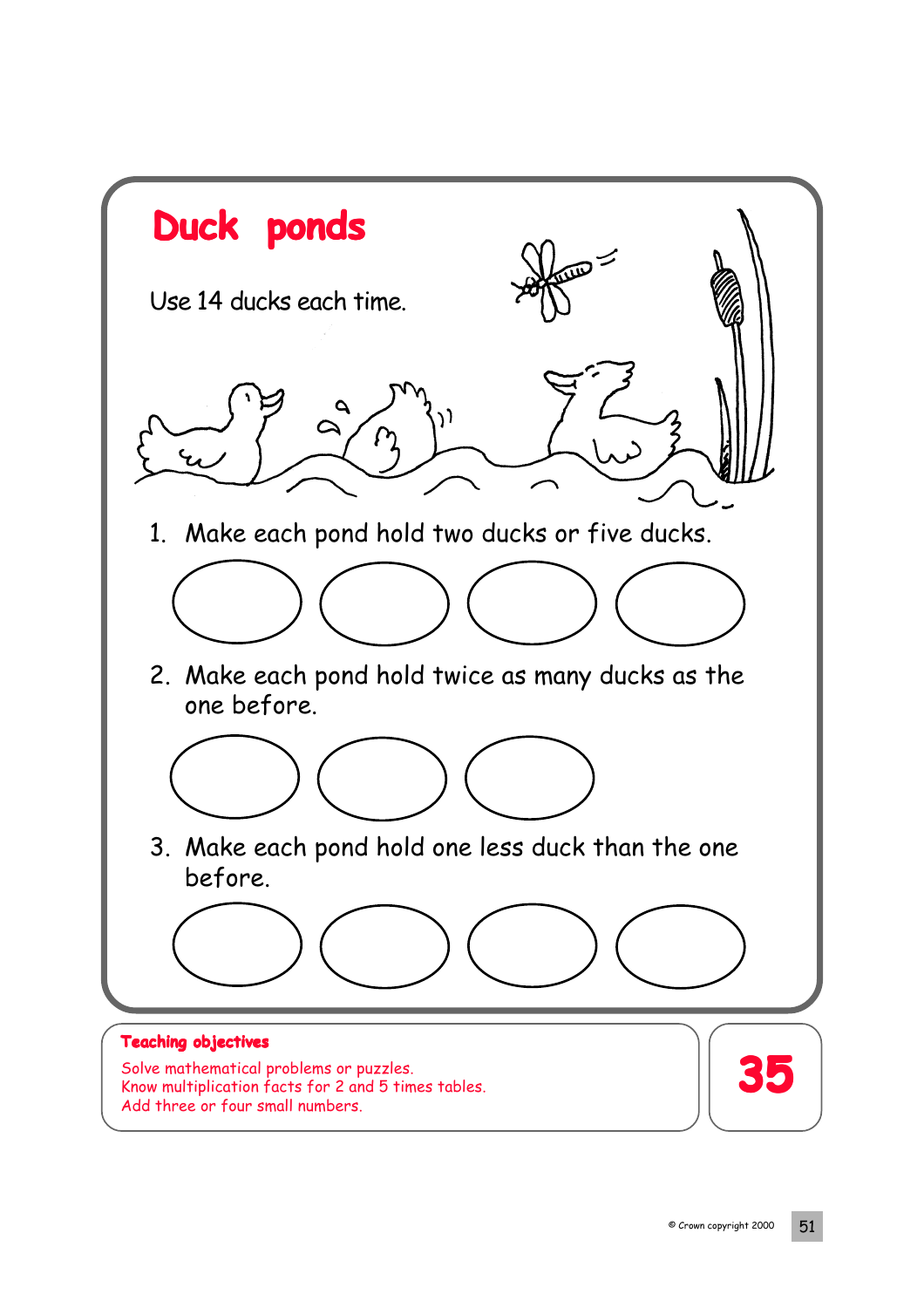# Duck ponds

Use 14 ducks each time.

1. Make each pond hold two ducks or five ducks.

2. Make each pond hold twice as many ducks as the one before.

3. Make each pond hold one less duck than the one before.

**Teaching objectives**

Solve mathematical problems or puzzles.
Know multiplication facts for 2 and 5 times tables.
Add three or four small numbers.

**35**

© Crown copyright 2000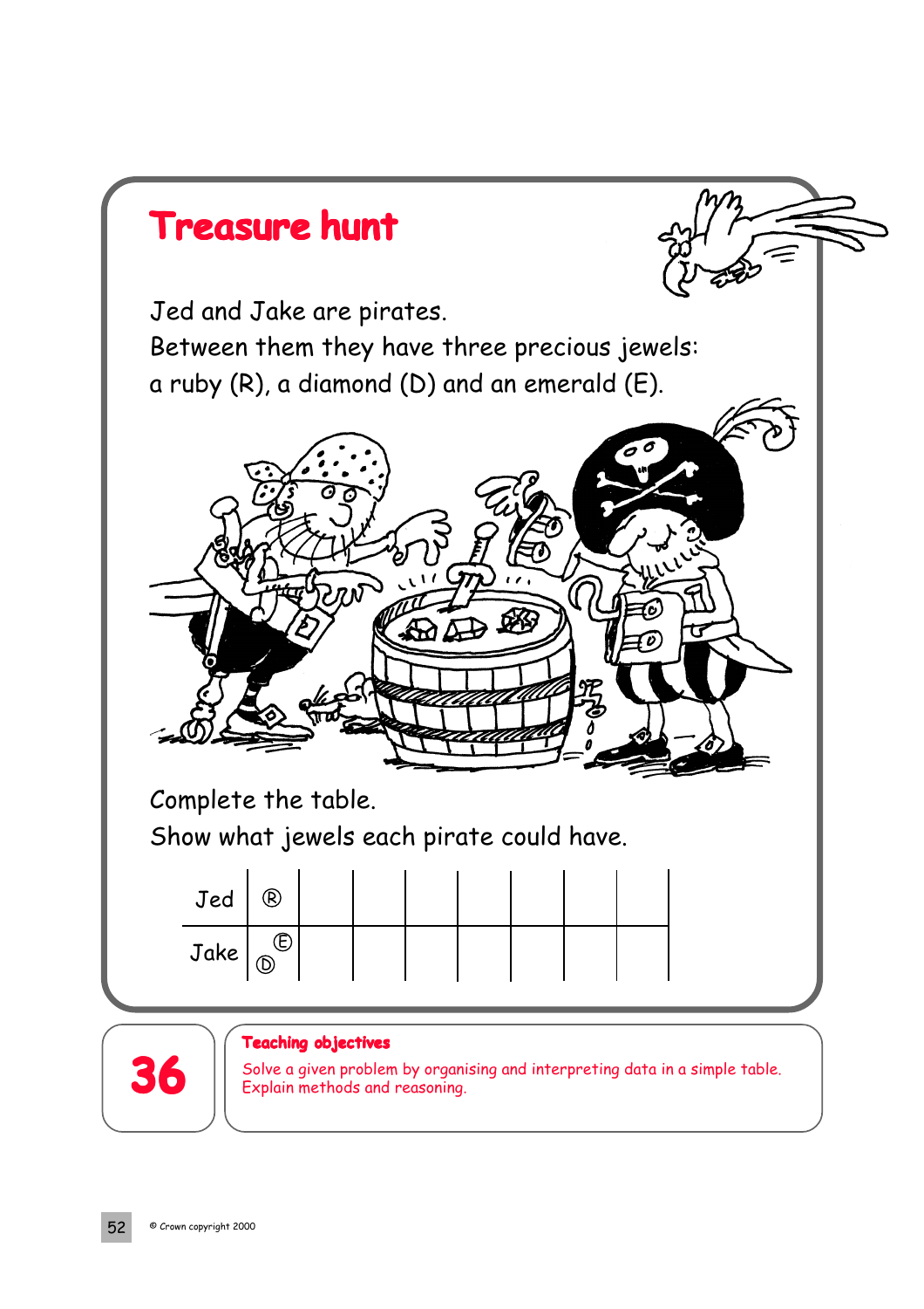# Treasure hunt

Jed and Jake are pirates.
Between them they have three precious jewels:
a ruby (R), a diamond (D) and an emerald (E).

Complete the table.
Show what jewels each pirate could have.

| Jed | Ⓡ | | | | | | | |
|---|---|---|---|---|---|---|---|---|
| Jake | Ⓔ Ⓓ | | | | | | | |

**36**

**Teaching objectives**

Solve a given problem by organising and interpreting data in a simple table.
Explain methods and reasoning.

© Crown copyright 2000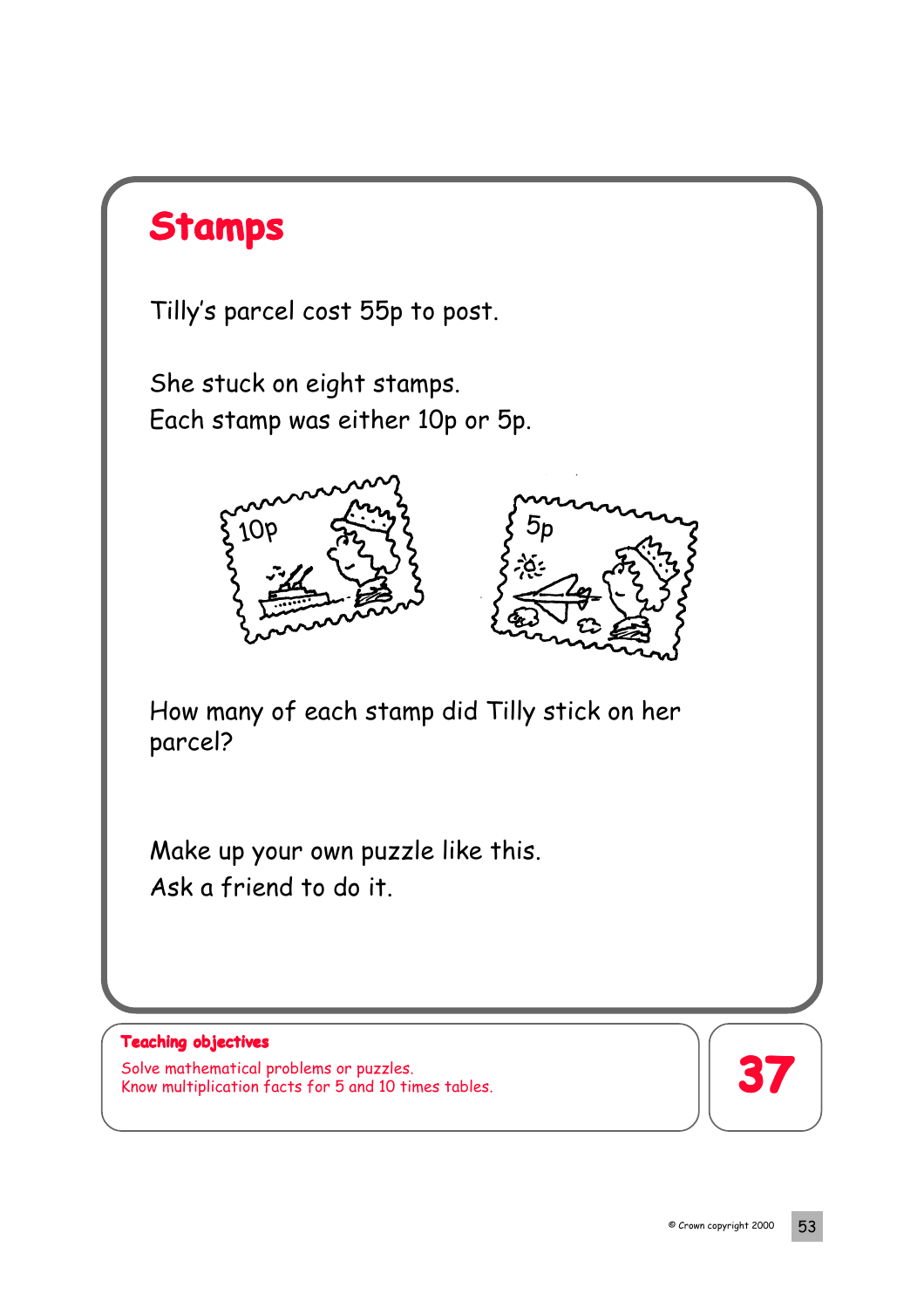# Stamps

Tilly's parcel cost 55p to post.

She stuck on eight stamps.
Each stamp was either 10p or 5p.

10p

5p

How many of each stamp did Tilly stick on her parcel?

Make up your own puzzle like this.
Ask a friend to do it.

**Teaching objectives**

Solve mathematical problems or puzzles.
Know multiplication facts for 5 and 10 times tables.

37

© Crown copyright 2000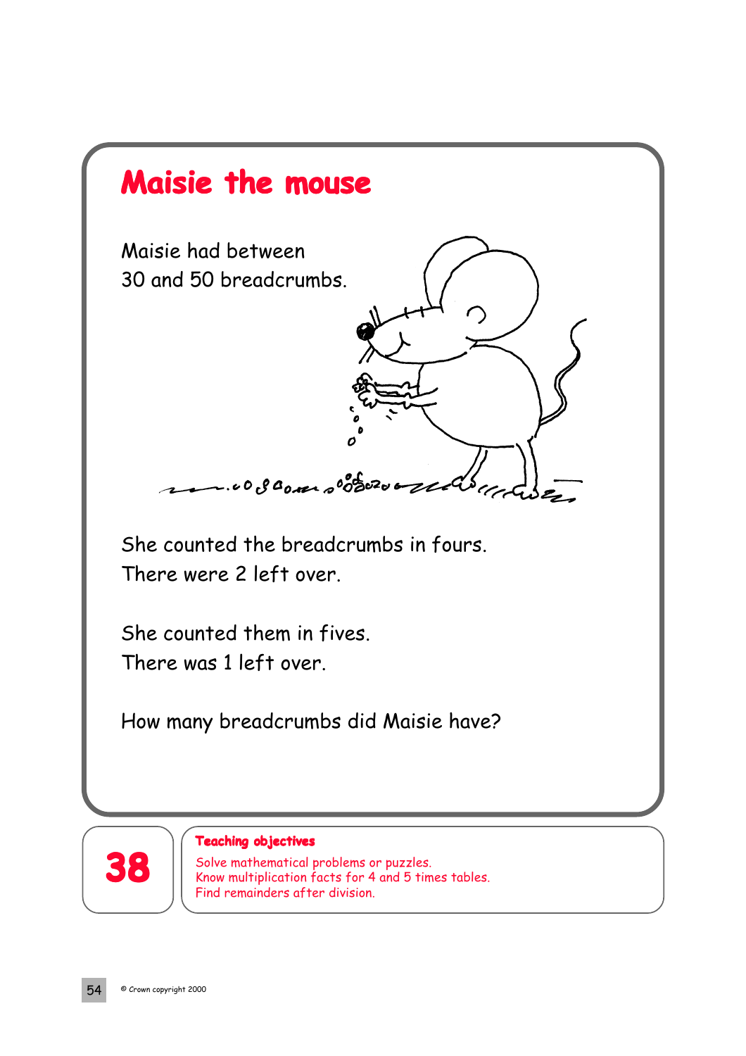# Maisie the mouse

Maisie had between 30 and 50 breadcrumbs.

She counted the breadcrumbs in fours.
There were 2 left over.

She counted them in fives.
There was 1 left over.

How many breadcrumbs did Maisie have?

**38**

**Teaching objectives**

Solve mathematical problems or puzzles.
Know multiplication facts for 4 and 5 times tables.
Find remainders after division.

© Crown copyright 2000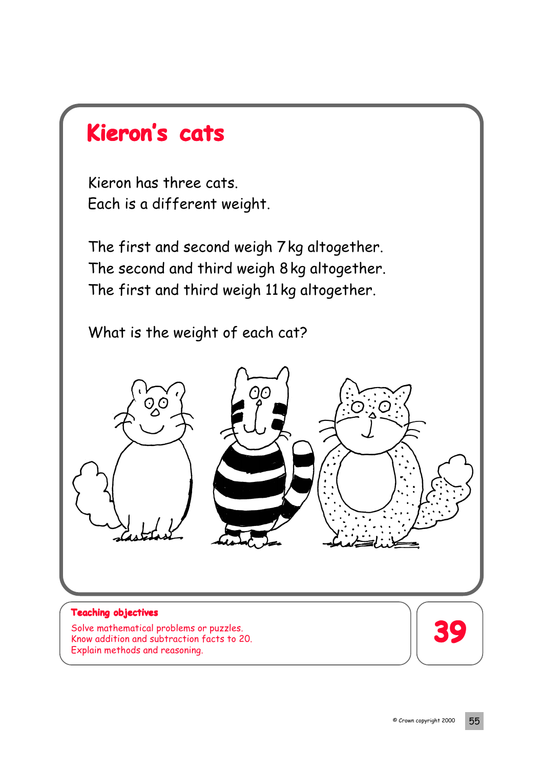# Kieron's cats

Kieron has three cats.
Each is a different weight.

The first and second weigh 7 kg altogether.
The second and third weigh 8 kg altogether.
The first and third weigh 11 kg altogether.

What is the weight of each cat?

**Teaching objectives**

Solve mathematical problems or puzzles.
Know addition and subtraction facts to 20.
Explain methods and reasoning.

**39**

© Crown copyright 2000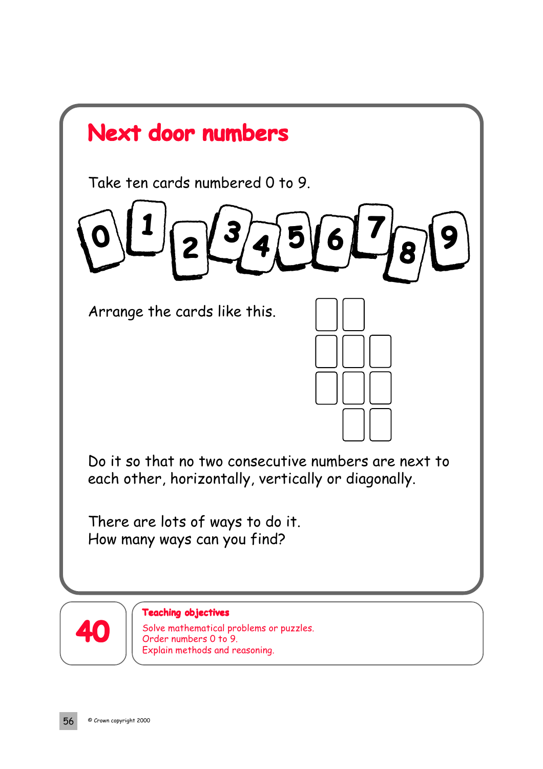# Next door numbers

Take ten cards numbered 0 to 9.

0 1 2 3 4 5 6 7 8 9

Arrange the cards like this.

Do it so that no two consecutive numbers are next to each other, horizontally, vertically or diagonally.

There are lots of ways to do it.
How many ways can you find?

40

**Teaching objectives**

Solve mathematical problems or puzzles.
Order numbers 0 to 9.
Explain methods and reasoning.

© Crown copyright 2000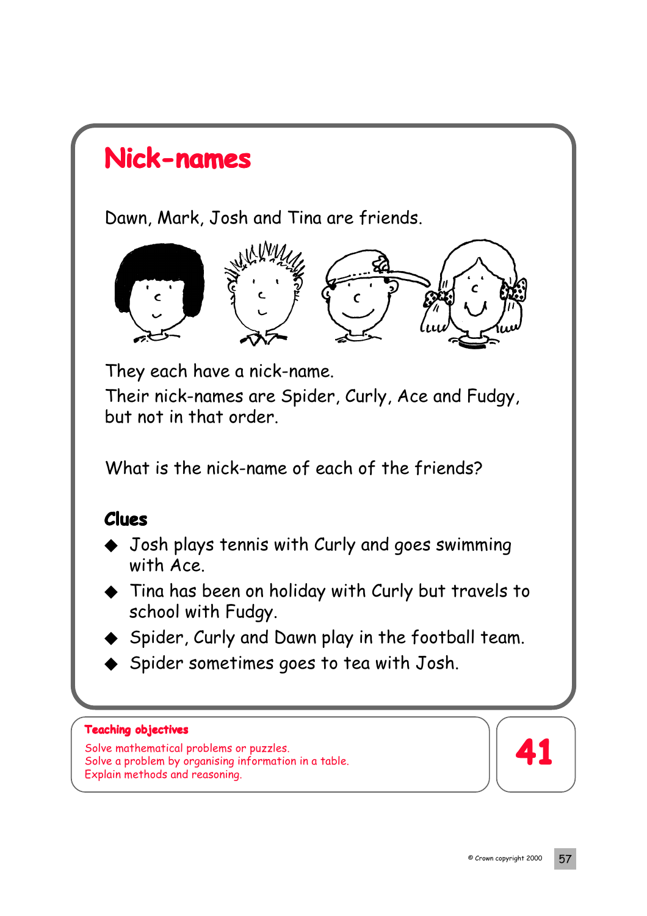# Nick-names

Dawn, Mark, Josh and Tina are friends.

They each have a nick-name.
Their nick-names are Spider, Curly, Ace and Fudgy, but not in that order.

What is the nick-name of each of the friends?

## Clues

- Josh plays tennis with Curly and goes swimming with Ace.
- Tina has been on holiday with Curly but travels to school with Fudgy.
- Spider, Curly and Dawn play in the football team.
- Spider sometimes goes to tea with Josh.

**Teaching objectives**

Solve mathematical problems or puzzles.
Solve a problem by organising information in a table.
Explain methods and reasoning.

41

© Crown copyright 2000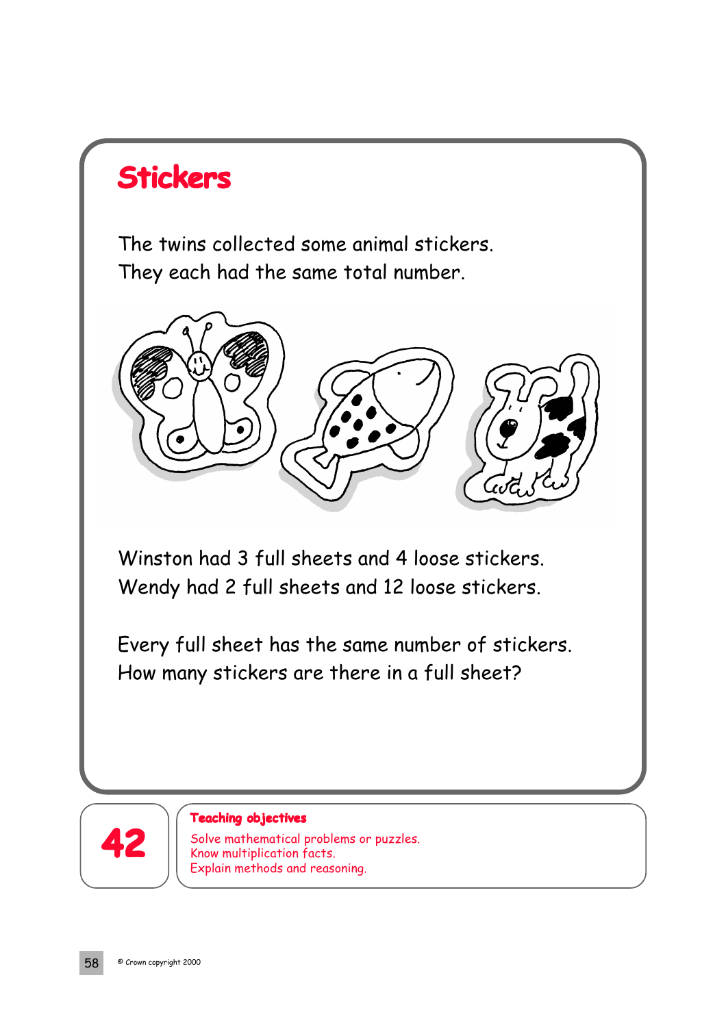# Stickers

The twins collected some animal stickers.
They each had the same total number.

Winston had 3 full sheets and 4 loose stickers.
Wendy had 2 full sheets and 12 loose stickers.

Every full sheet has the same number of stickers.
How many stickers are there in a full sheet?

**42**

**Teaching objectives**

Solve mathematical problems or puzzles.
Know multiplication facts.
Explain methods and reasoning.

© Crown copyright 2000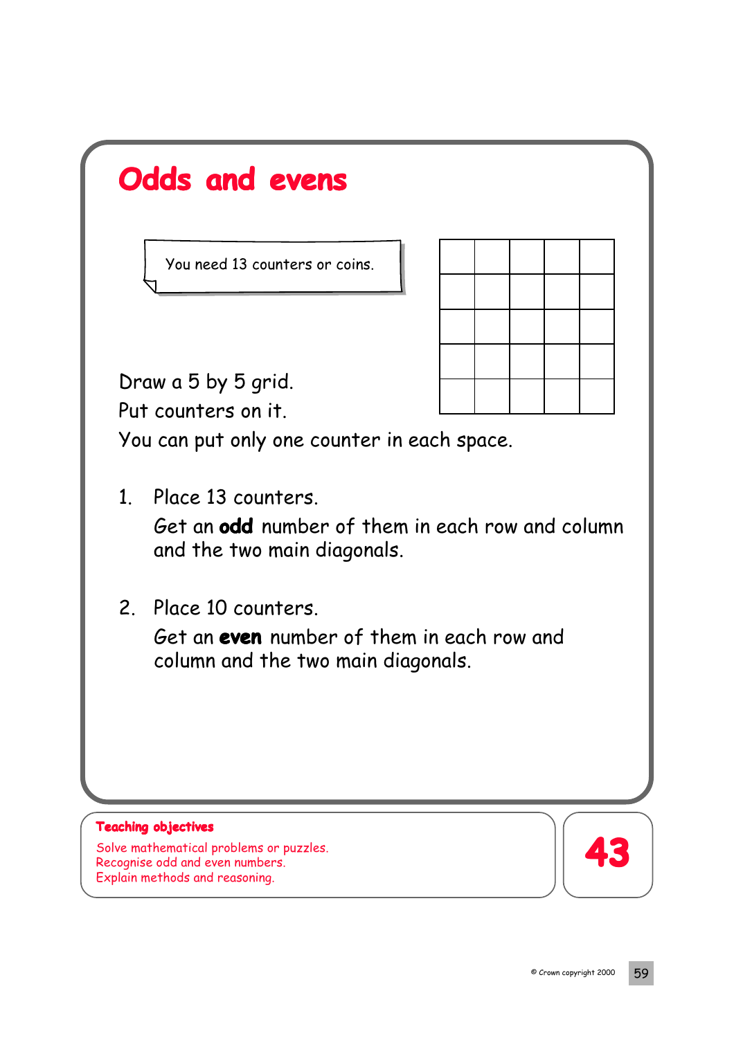# Odds and evens

You need 13 counters or coins.

| | | | | |
|---|---|---|---|---|
| | | | | |
| | | | | |
| | | | | |
| | | | | |
| | | | | |

Draw a 5 by 5 grid.
Put counters on it.
You can put only one counter in each space.

1. Place 13 counters.
   Get an **odd** number of them in each row and column and the two main diagonals.

2. Place 10 counters.
   Get an **even** number of them in each row and column and the two main diagonals.

**Teaching objectives**

Solve mathematical problems or puzzles.
Recognise odd and even numbers.
Explain methods and reasoning.

43

© Crown copyright 2000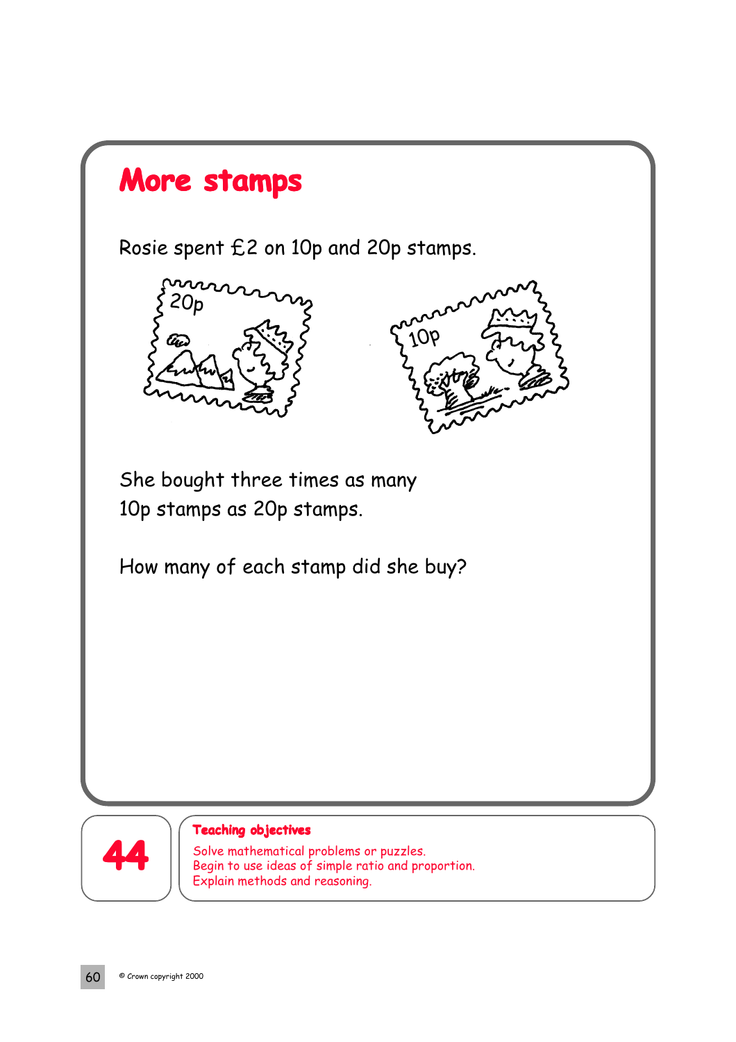# More stamps

Rosie spent £2 on 10p and 20p stamps.

She bought three times as many 10p stamps as 20p stamps.

How many of each stamp did she buy?

**44**

**Teaching objectives**

Solve mathematical problems or puzzles.
Begin to use ideas of simple ratio and proportion.
Explain methods and reasoning.

© Crown copyright 2000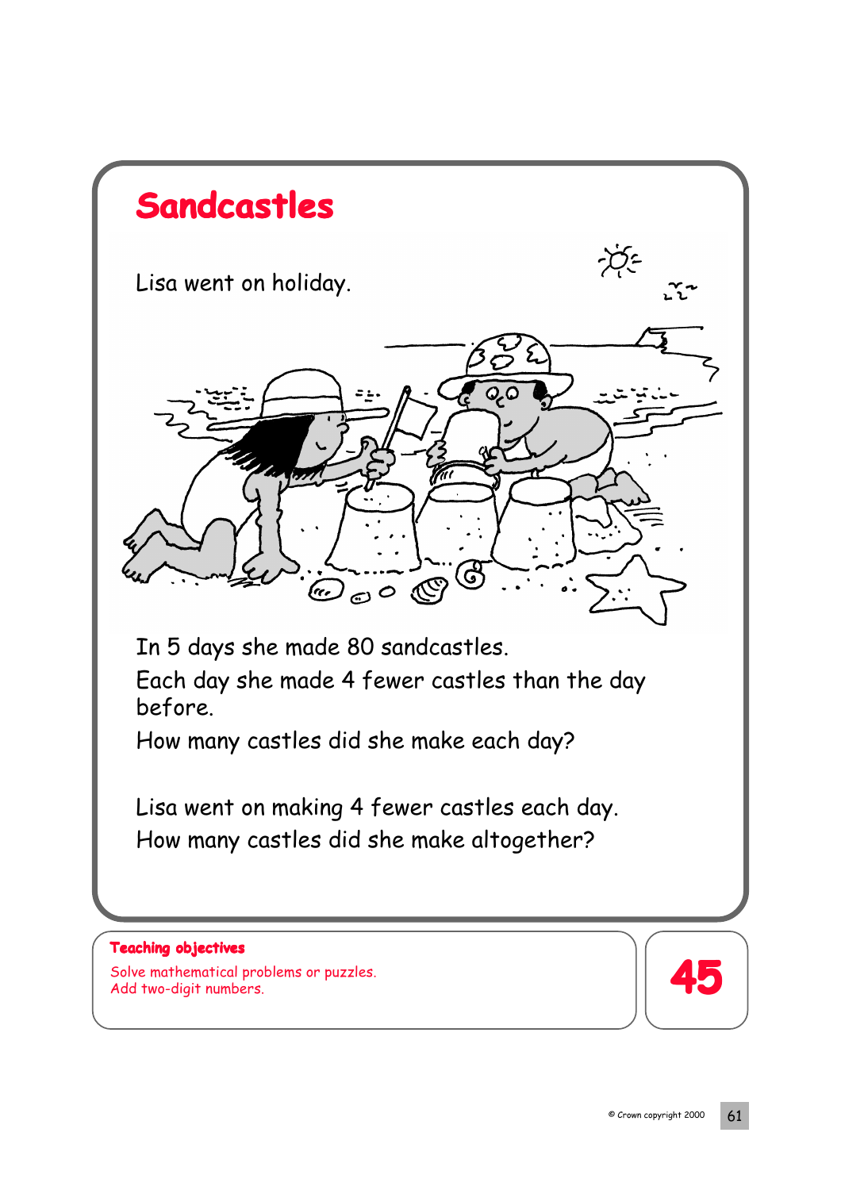# Sandcastles

Lisa went on holiday.

In 5 days she made 80 sandcastles.

Each day she made 4 fewer castles than the day before.

How many castles did she make each day?

Lisa went on making 4 fewer castles each day.

How many castles did she make altogether?

**Teaching objectives**

Solve mathematical problems or puzzles.
Add two-digit numbers.

**45**

© Crown copyright 2000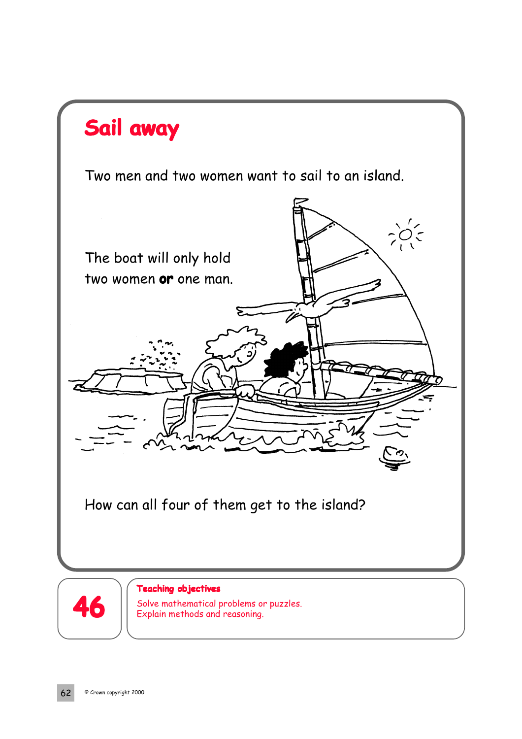# Sail away

Two men and two women want to sail to an island.

The boat will only hold two women **or** one man.

How can all four of them get to the island?

**46**

**Teaching objectives**

Solve mathematical problems or puzzles.
Explain methods and reasoning.

© Crown copyright 2000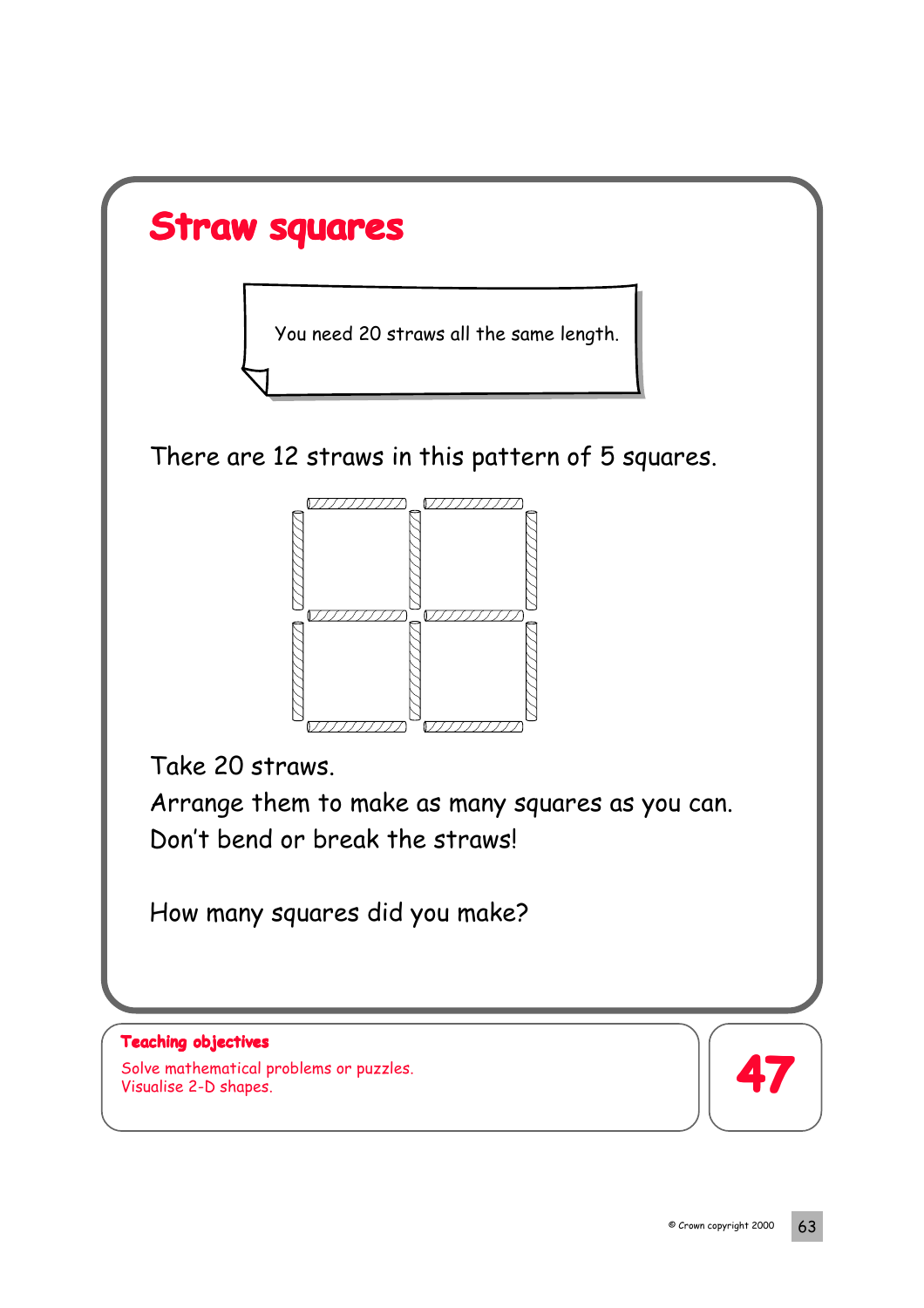# Straw squares

You need 20 straws all the same length.

There are 12 straws in this pattern of 5 squares.

Take 20 straws.
Arrange them to make as many squares as you can.
Don't bend or break the straws!

How many squares did you make?

**Teaching objectives**

Solve mathematical problems or puzzles.
Visualise 2-D shapes.

**47**

© Crown copyright 2000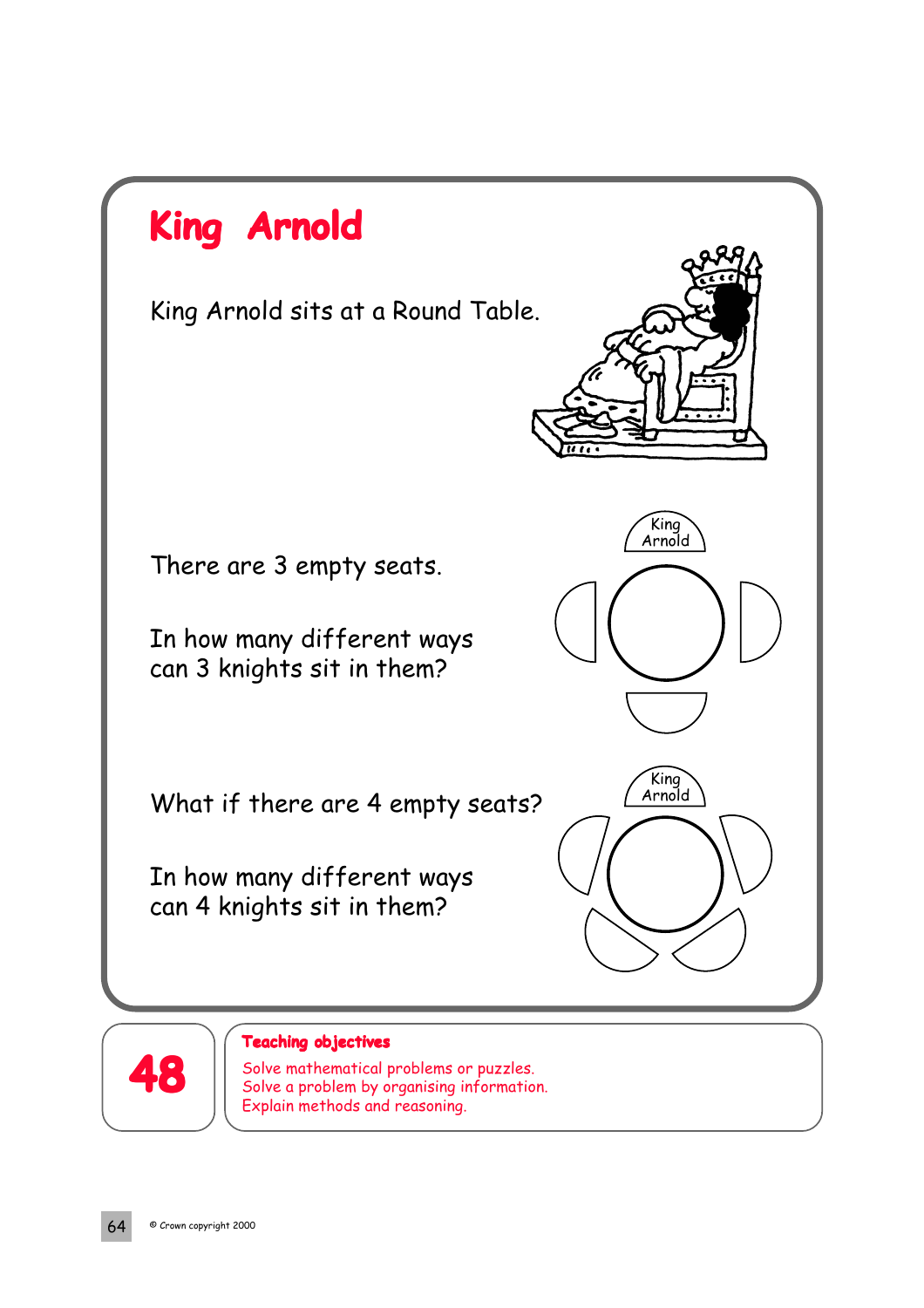# King Arnold

King Arnold sits at a Round Table.

There are 3 empty seats.

In how many different ways can 3 knights sit in them?

What if there are 4 empty seats?

In how many different ways can 4 knights sit in them?

48

**Teaching objectives**

Solve mathematical problems or puzzles.
Solve a problem by organising information.
Explain methods and reasoning.

© Crown copyright 2000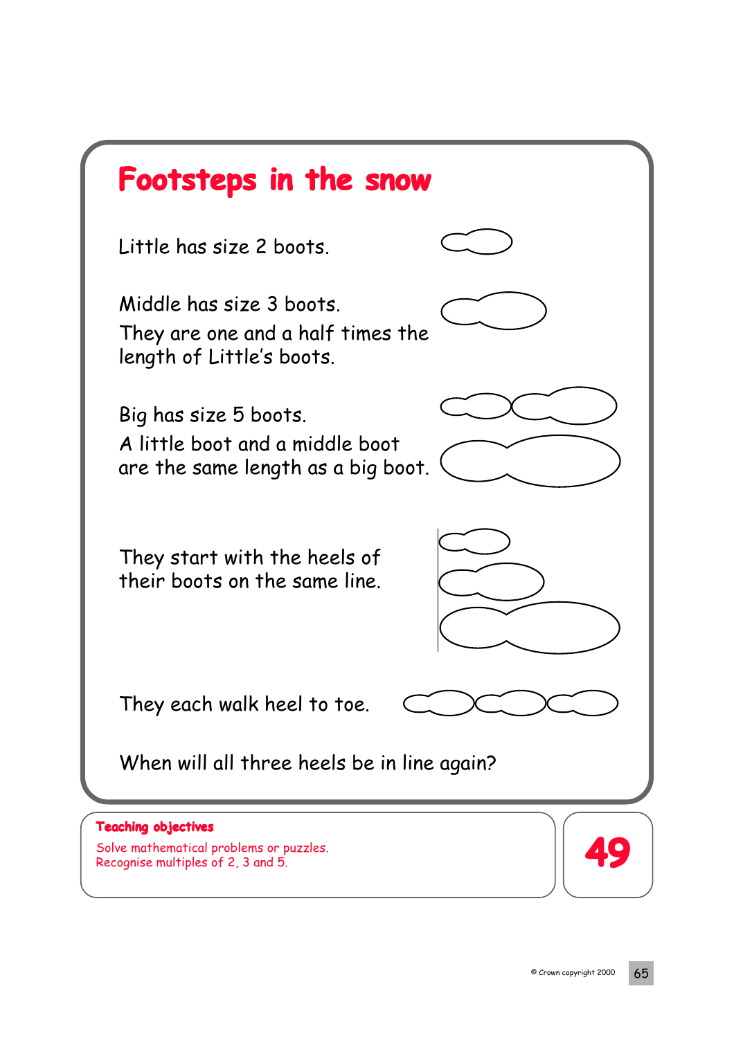# Footsteps in the snow

Little has size 2 boots.

Middle has size 3 boots.
They are one and a half times the length of Little's boots.

Big has size 5 boots.
A little boot and a middle boot are the same length as a big boot.

They start with the heels of their boots on the same line.

They each walk heel to toe.

When will all three heels be in line again?

**Teaching objectives**

Solve mathematical problems or puzzles.
Recognise multiples of 2, 3 and 5.

**49**

© Crown copyright 2000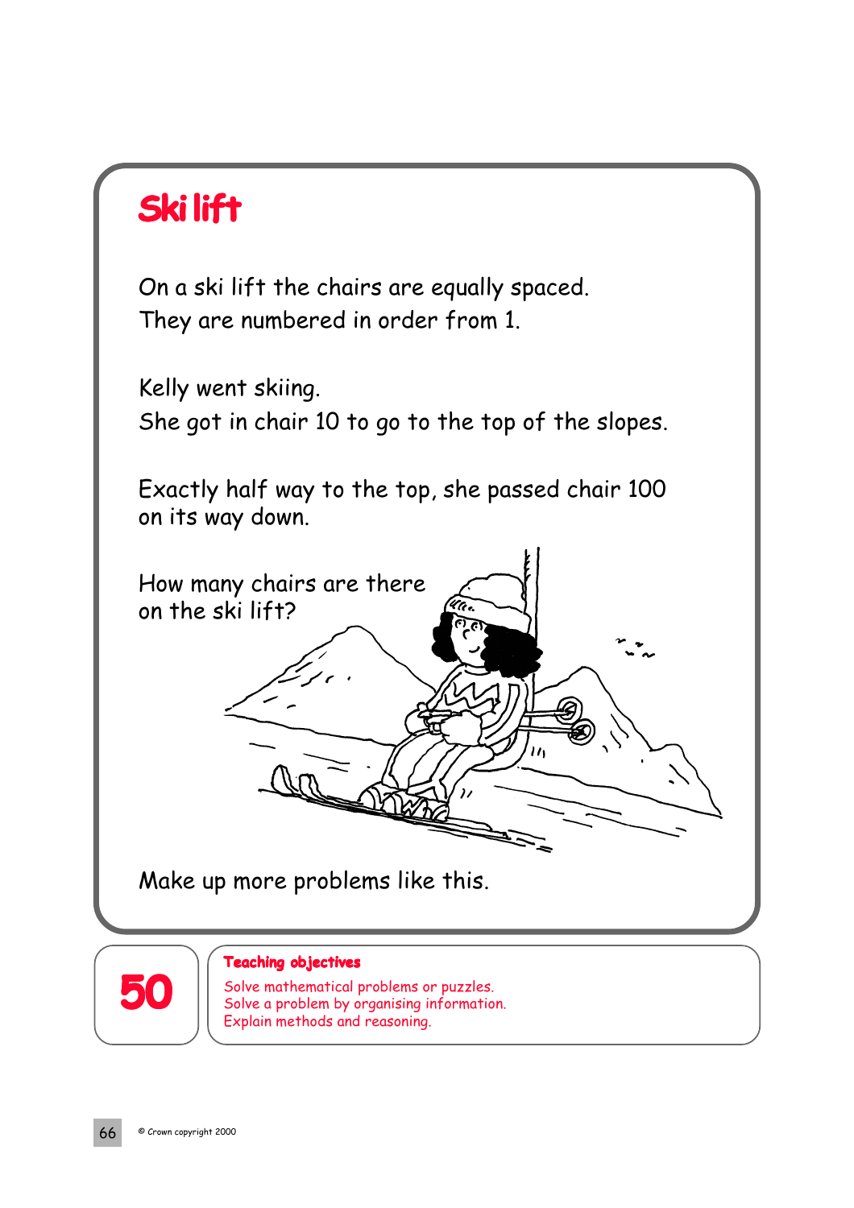# Ski lift

On a ski lift the chairs are equally spaced.
They are numbered in order from 1.

Kelly went skiing.
She got in chair 10 to go to the top of the slopes.

Exactly half way to the top, she passed chair 100 on its way down.

How many chairs are there on the ski lift?

Make up more problems like this.

**50**

**Teaching objectives**

Solve mathematical problems or puzzles.
Solve a problem by organising information.
Explain methods and reasoning.

© Crown copyright 2000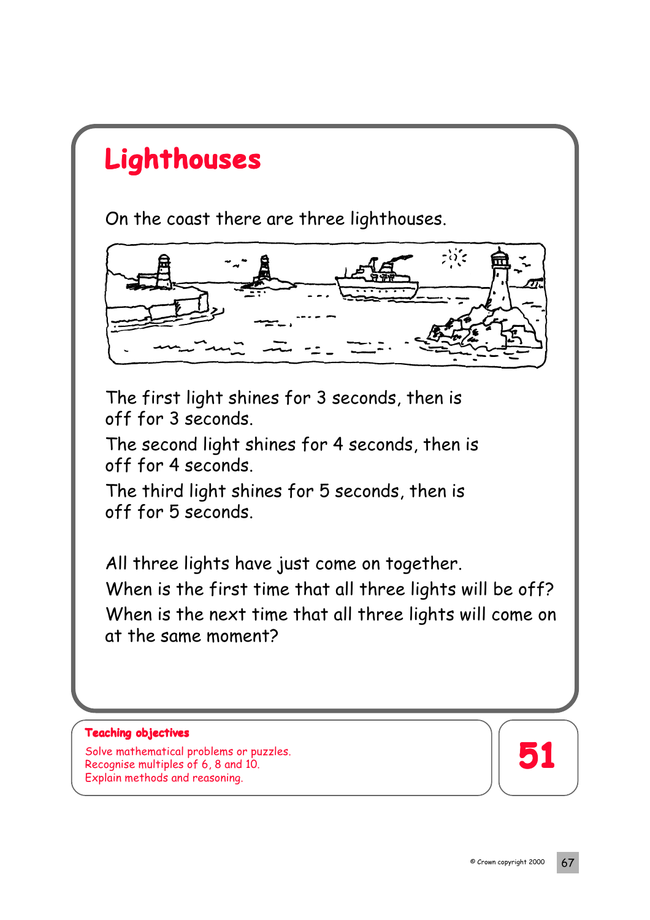# Lighthouses

On the coast there are three lighthouses.

The first light shines for 3 seconds, then is off for 3 seconds.

The second light shines for 4 seconds, then is off for 4 seconds.

The third light shines for 5 seconds, then is off for 5 seconds.

All three lights have just come on together.

When is the first time that all three lights will be off?

When is the next time that all three lights will come on at the same moment?

**Teaching objectives**

Solve mathematical problems or puzzles.
Recognise multiples of 6, 8 and 10.
Explain methods and reasoning.

51

© Crown copyright 2000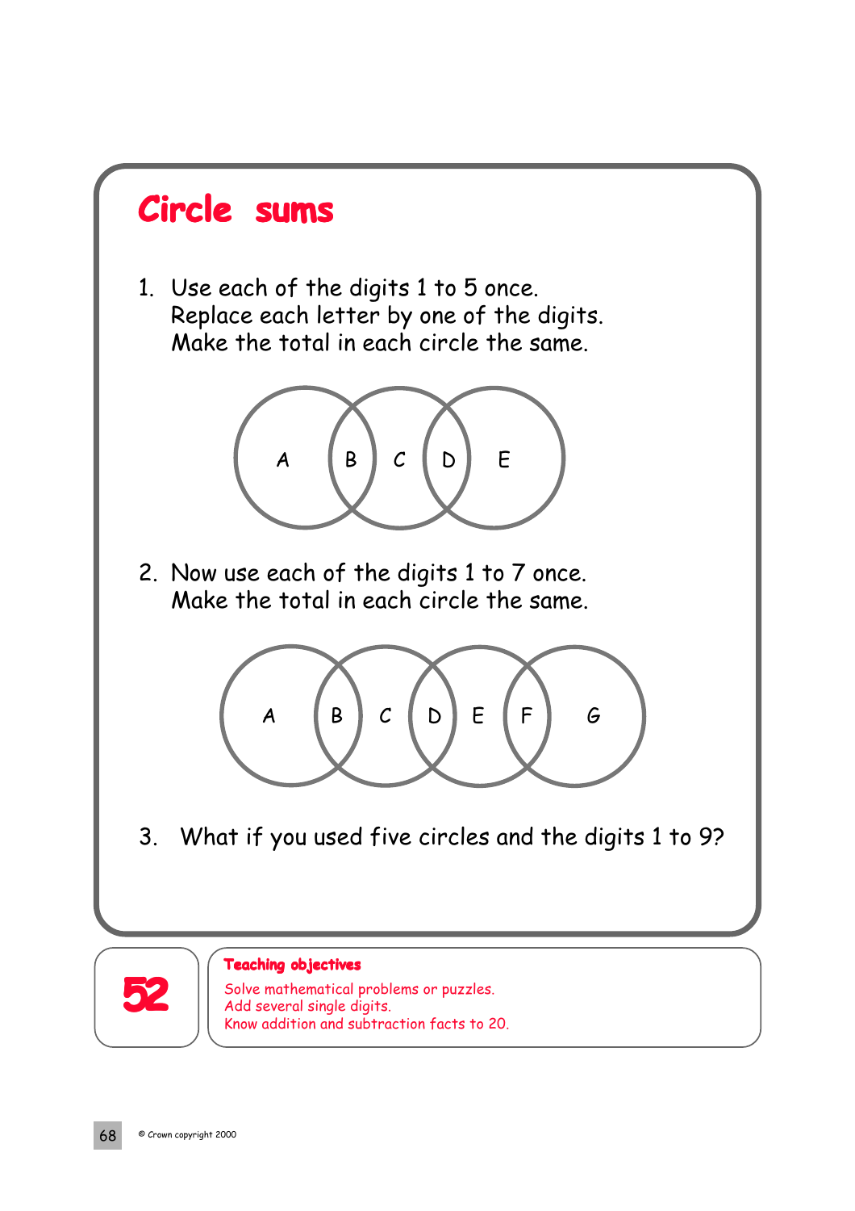# Circle sums

1. Use each of the digits 1 to 5 once.
   Replace each letter by one of the digits.
   Make the total in each circle the same.

A B C D E

2. Now use each of the digits 1 to 7 once.
   Make the total in each circle the same.

A B C D E F G

3. What if you used five circles and the digits 1 to 9?

52

**Teaching objectives**

Solve mathematical problems or puzzles.
Add several single digits.
Know addition and subtraction facts to 20.

© Crown copyright 2000